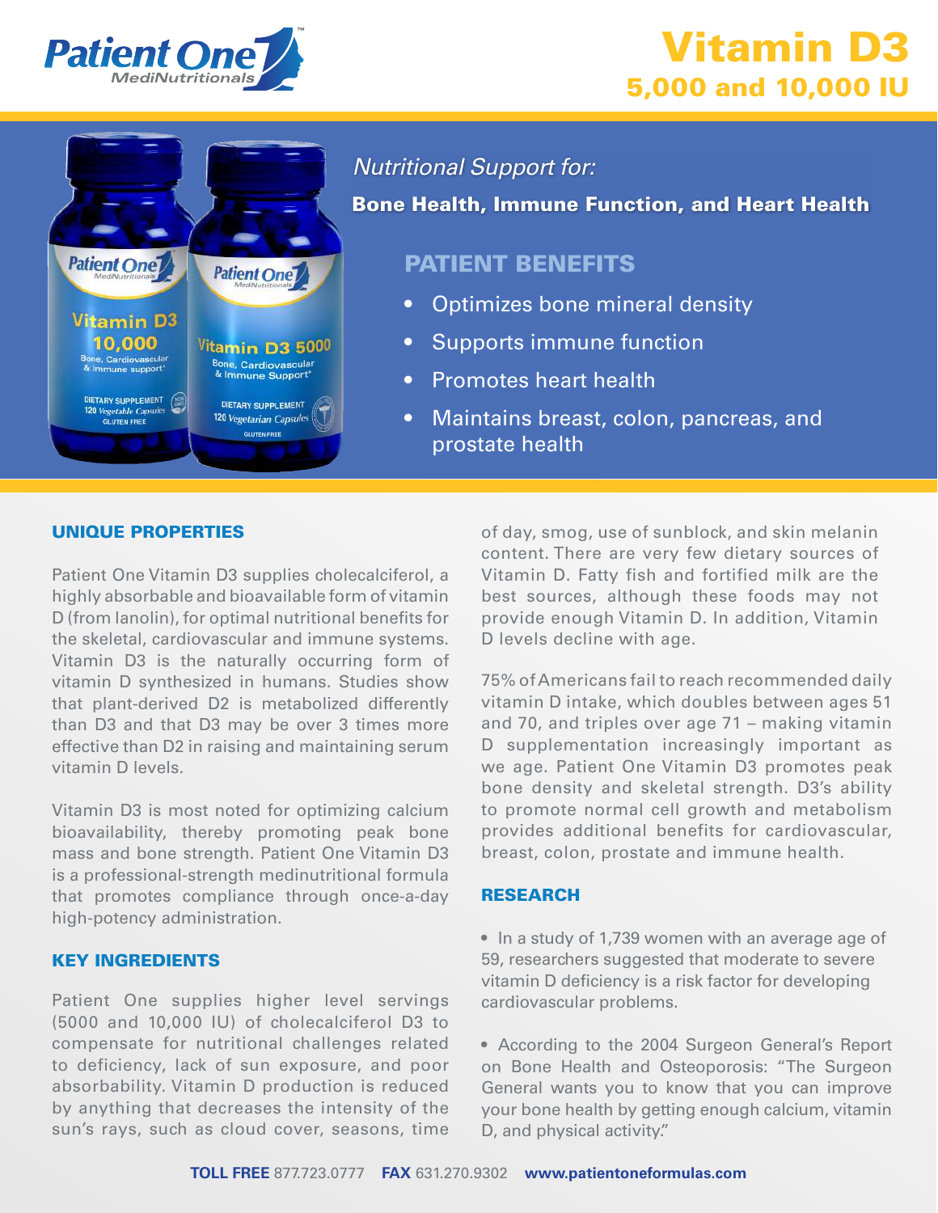Patient One MediNutritionals

# Vitamin D3

## 5,000 and 10,000 IU

*Nutritional Support for:*

**Bone Health, Immune Function, and Heart Health**

## PATIENT BENEFITS

- Optimizes bone mineral density
- Supports immune function
- Promotes heart health
- Maintains breast, colon, pancreas, and prostate health

## UNIQUE PROPERTIES

Patient One Vitamin D3 supplies cholecalciferol, a highly absorbable and bioavailable form of vitamin D (from lanolin), for optimal nutritional benefits for the skeletal, cardiovascular and immune systems. Vitamin D3 is the naturally occurring form of vitamin D synthesized in humans. Studies show that plant-derived D2 is metabolized differently than D3 and that D3 may be over 3 times more effective than D2 in raising and maintaining serum vitamin D levels.

Vitamin D3 is most noted for optimizing calcium bioavailability, thereby promoting peak bone mass and bone strength. Patient One Vitamin D3 is a professional-strength medinutritional formula that promotes compliance through once-a-day high-potency administration.

## KEY INGREDIENTS

Patient One supplies higher level servings (5000 and 10,000 IU) of cholecalciferol D3 to compensate for nutritional challenges related to deficiency, lack of sun exposure, and poor absorbability. Vitamin D production is reduced by anything that decreases the intensity of the sun's rays, such as cloud cover, seasons, time of day, smog, use of sunblock, and skin melanin content. There are very few dietary sources of Vitamin D. Fatty fish and fortified milk are the best sources, although these foods may not provide enough Vitamin D. In addition, Vitamin D levels decline with age.

75% of Americans fail to reach recommended daily vitamin D intake, which doubles between ages 51 and 70, and triples over age 71 – making vitamin D supplementation increasingly important as we age. Patient One Vitamin D3 promotes peak bone density and skeletal strength. D3's ability to promote normal cell growth and metabolism provides additional benefits for cardiovascular, breast, colon, prostate and immune health.

## RESEARCH

- In a study of 1,739 women with an average age of 59, researchers suggested that moderate to severe vitamin D deficiency is a risk factor for developing cardiovascular problems.

- According to the 2004 Surgeon General's Report on Bone Health and Osteoporosis: "The Surgeon General wants you to know that you can improve your bone health by getting enough calcium, vitamin D, and physical activity."

**TOLL FREE** 877.723.0777 **FAX** 631.270.9302 **www.patientoneformulas.com**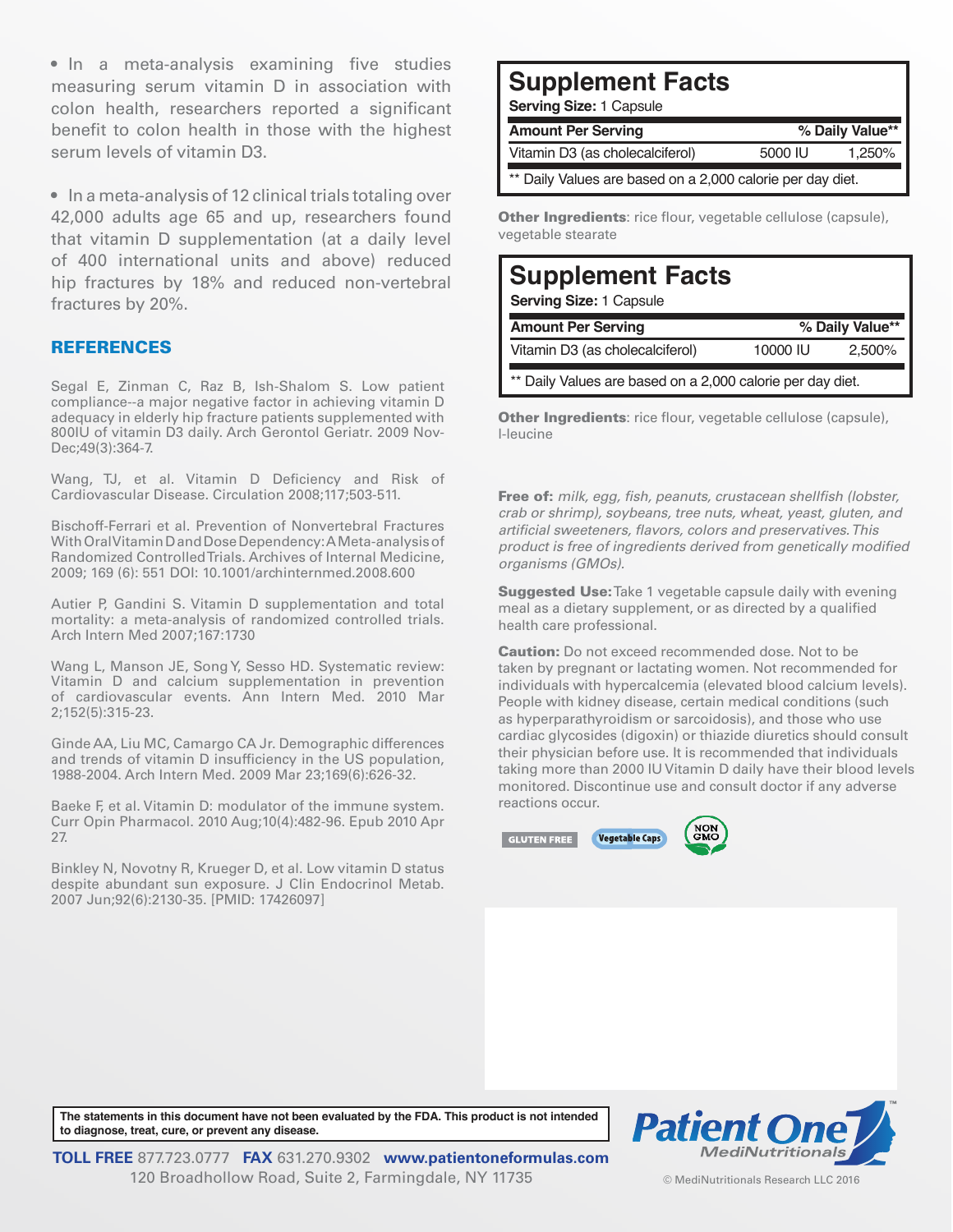- In a meta-analysis examining five studies measuring serum vitamin D in association with colon health, researchers reported a significant benefit to colon health in those with the highest serum levels of vitamin D3.

- In a meta-analysis of 12 clinical trials totaling over 42,000 adults age 65 and up, researchers found that vitamin D supplementation (at a daily level of 400 international units and above) reduced hip fractures by 18% and reduced non-vertebral fractures by 20%.

## REFERENCES

Segal E, Zinman C, Raz B, Ish-Shalom S. Low patient compliance--a major negative factor in achieving vitamin D adequacy in elderly hip fracture patients supplemented with 800IU of vitamin D3 daily. Arch Gerontol Geriatr. 2009 Nov-Dec;49(3):364-7.

Wang, TJ, et al. Vitamin D Deficiency and Risk of Cardiovascular Disease. Circulation 2008;117;503-511.

Bischoff-Ferrari et al. Prevention of Nonvertebral Fractures With Oral Vitamin D and Dose Dependency: A Meta-analysis of Randomized Controlled Trials. Archives of Internal Medicine, 2009; 169 (6): 551 DOI: 10.1001/archinternmed.2008.600

Autier P, Gandini S. Vitamin D supplementation and total mortality: a meta-analysis of randomized controlled trials. Arch Intern Med 2007;167:1730

Wang L, Manson JE, Song Y, Sesso HD. Systematic review: Vitamin D and calcium supplementation in prevention of cardiovascular events. Ann Intern Med. 2010 Mar 2;152(5):315-23.

Ginde AA, Liu MC, Camargo CA Jr. Demographic differences and trends of vitamin D insufficiency in the US population, 1988-2004. Arch Intern Med. 2009 Mar 23;169(6):626-32.

Baeke F, et al. Vitamin D: modulator of the immune system. Curr Opin Pharmacol. 2010 Aug;10(4):482-96. Epub 2010 Apr 27.

Binkley N, Novotny R, Krueger D, et al. Low vitamin D status despite abundant sun exposure. J Clin Endocrinol Metab. 2007 Jun;92(6):2130-35. [PMID: 17426097]

## Supplement Facts

**Serving Size:** 1 Capsule

| Amount Per Serving | | % Daily Value** |
|---|---|---|
| Vitamin D3 (as cholecalciferol) | 5000 IU | 1,250% |

** Daily Values are based on a 2,000 calorie per day diet.

**Other Ingredients**: rice flour, vegetable cellulose (capsule), vegetable stearate

## Supplement Facts

**Serving Size:** 1 Capsule

| Amount Per Serving | | % Daily Value** |
|---|---|---|
| Vitamin D3 (as cholecalciferol) | 10000 IU | 2,500% |

** Daily Values are based on a 2,000 calorie per day diet.

**Other Ingredients**: rice flour, vegetable cellulose (capsule), l-leucine

**Free of:** *milk, egg, fish, peanuts, crustacean shellfish (lobster, crab or shrimp), soybeans, tree nuts, wheat, yeast, gluten, and artificial sweeteners, flavors, colors and preservatives. This product is free of ingredients derived from genetically modified organisms (GMOs).*

**Suggested Use:** Take 1 vegetable capsule daily with evening meal as a dietary supplement, or as directed by a qualified health care professional.

**Caution:** Do not exceed recommended dose. Not to be taken by pregnant or lactating women. Not recommended for individuals with hypercalcemia (elevated blood calcium levels). People with kidney disease, certain medical conditions (such as hyperparathyroidism or sarcoidosis), and those who use cardiac glycosides (digoxin) or thiazide diuretics should consult their physician before use. It is recommended that individuals taking more than 2000 IU Vitamin D daily have their blood levels monitored. Discontinue use and consult doctor if any adverse reactions occur.

GLUTEN FREE | Vegetable Caps | NON GMO

**The statements in this document have not been evaluated by the FDA. This product is not intended to diagnose, treat, cure, or prevent any disease.**

**TOLL FREE** 877.723.0777 **FAX** 631.270.9302 **www.patientoneformulas.com**
120 Broadhollow Road, Suite 2, Farmingdale, NY 11735

Patient One™ MediNutritionals

© MediNutritionals Research LLC 2016